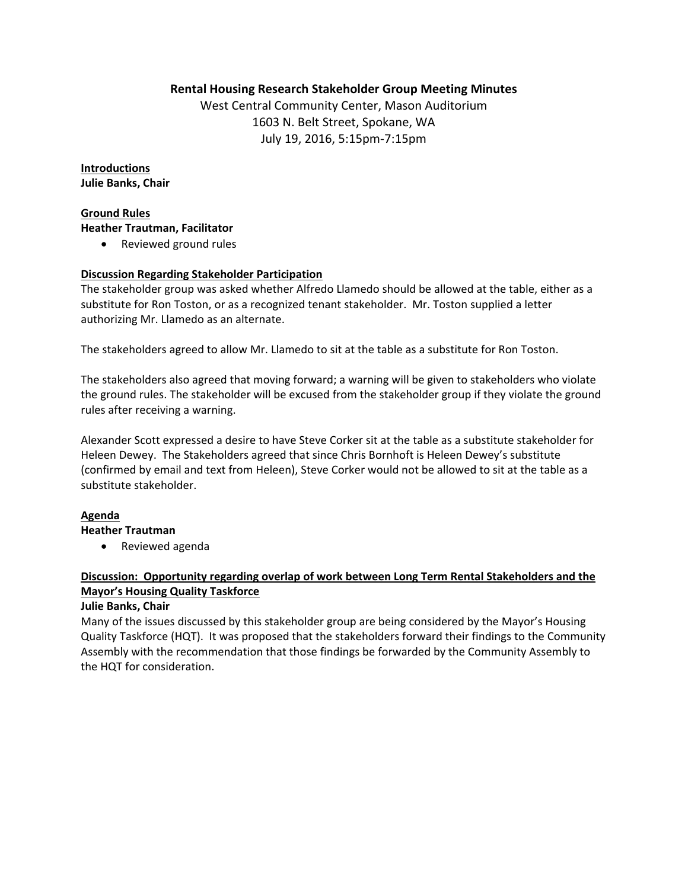# Rental Housing Research Stakeholder Group Meeting Minutes

West Central Community Center, Mason Auditorium
1603 N. Belt Street, Spokane, WA
July 19, 2016, 5:15pm-7:15pm

**Introductions**
**Julie Banks, Chair**

**Ground Rules**
**Heather Trautman, Facilitator**

- Reviewed ground rules

**Discussion Regarding Stakeholder Participation**

The stakeholder group was asked whether Alfredo Llamedo should be allowed at the table, either as a substitute for Ron Toston, or as a recognized tenant stakeholder. Mr. Toston supplied a letter authorizing Mr. Llamedo as an alternate.

The stakeholders agreed to allow Mr. Llamedo to sit at the table as a substitute for Ron Toston.

The stakeholders also agreed that moving forward; a warning will be given to stakeholders who violate the ground rules. The stakeholder will be excused from the stakeholder group if they violate the ground rules after receiving a warning.

Alexander Scott expressed a desire to have Steve Corker sit at the table as a substitute stakeholder for Heleen Dewey. The Stakeholders agreed that since Chris Bornhoft is Heleen Dewey's substitute (confirmed by email and text from Heleen), Steve Corker would not be allowed to sit at the table as a substitute stakeholder.

**Agenda**
**Heather Trautman**

- Reviewed agenda

**Discussion: Opportunity regarding overlap of work between Long Term Rental Stakeholders and the Mayor's Housing Quality Taskforce**
**Julie Banks, Chair**

Many of the issues discussed by this stakeholder group are being considered by the Mayor's Housing Quality Taskforce (HQT). It was proposed that the stakeholders forward their findings to the Community Assembly with the recommendation that those findings be forwarded by the Community Assembly to the HQT for consideration.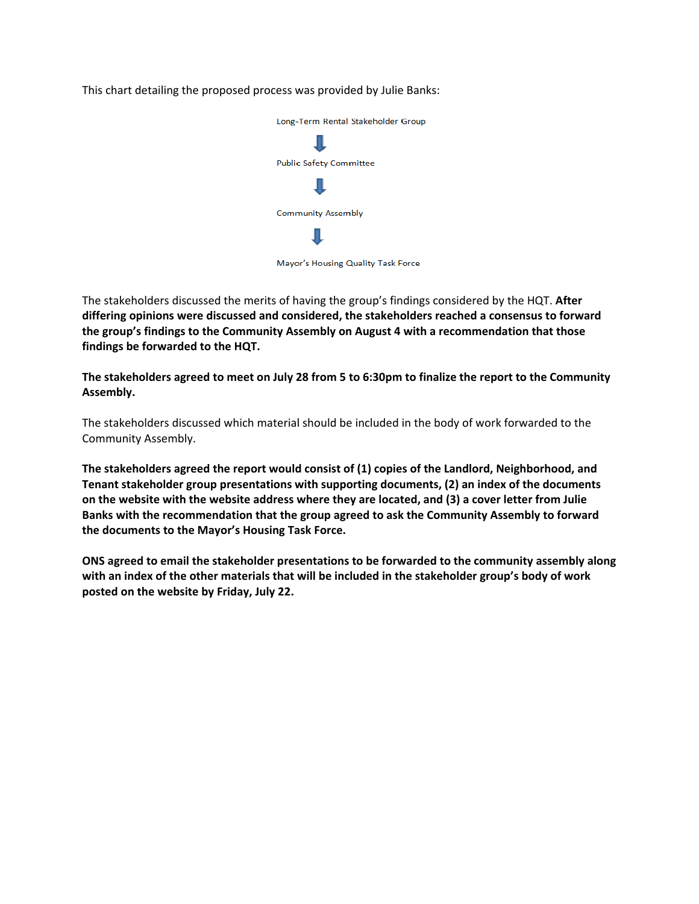This chart detailing the proposed process was provided by Julie Banks:

Long-Term Rental Stakeholder Group

Public Safety Committee

Community Assembly

Mayor's Housing Quality Task Force

The stakeholders discussed the merits of having the group's findings considered by the HQT. **After differing opinions were discussed and considered, the stakeholders reached a consensus to forward the group's findings to the Community Assembly on August 4 with a recommendation that those findings be forwarded to the HQT.**

**The stakeholders agreed to meet on July 28 from 5 to 6:30pm to finalize the report to the Community Assembly.**

The stakeholders discussed which material should be included in the body of work forwarded to the Community Assembly.

**The stakeholders agreed the report would consist of (1) copies of the Landlord, Neighborhood, and Tenant stakeholder group presentations with supporting documents, (2) an index of the documents on the website with the website address where they are located, and (3) a cover letter from Julie Banks with the recommendation that the group agreed to ask the Community Assembly to forward the documents to the Mayor's Housing Task Force.**

**ONS agreed to email the stakeholder presentations to be forwarded to the community assembly along with an index of the other materials that will be included in the stakeholder group's body of work posted on the website by Friday, July 22.**